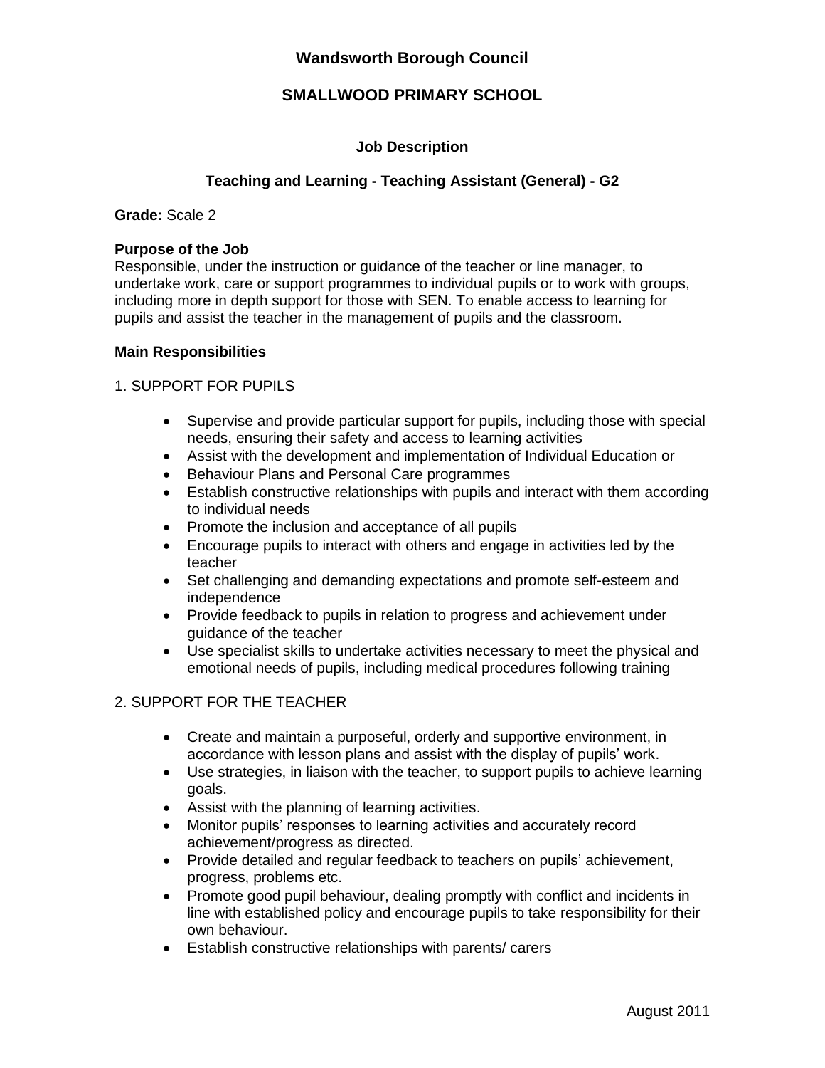# Wandsworth Borough Council

## SMALLWOOD PRIMARY SCHOOL

### Job Description

### Teaching and Learning - Teaching Assistant (General) - G2

**Grade:** Scale 2

**Purpose of the Job**
Responsible, under the instruction or guidance of the teacher or line manager, to undertake work, care or support programmes to individual pupils or to work with groups, including more in depth support for those with SEN. To enable access to learning for pupils and assist the teacher in the management of pupils and the classroom.

**Main Responsibilities**

1. SUPPORT FOR PUPILS

- Supervise and provide particular support for pupils, including those with special needs, ensuring their safety and access to learning activities
- Assist with the development and implementation of Individual Education or
- Behaviour Plans and Personal Care programmes
- Establish constructive relationships with pupils and interact with them according to individual needs
- Promote the inclusion and acceptance of all pupils
- Encourage pupils to interact with others and engage in activities led by the teacher
- Set challenging and demanding expectations and promote self-esteem and independence
- Provide feedback to pupils in relation to progress and achievement under guidance of the teacher
- Use specialist skills to undertake activities necessary to meet the physical and emotional needs of pupils, including medical procedures following training

2. SUPPORT FOR THE TEACHER

- Create and maintain a purposeful, orderly and supportive environment, in accordance with lesson plans and assist with the display of pupils' work.
- Use strategies, in liaison with the teacher, to support pupils to achieve learning goals.
- Assist with the planning of learning activities.
- Monitor pupils' responses to learning activities and accurately record achievement/progress as directed.
- Provide detailed and regular feedback to teachers on pupils' achievement, progress, problems etc.
- Promote good pupil behaviour, dealing promptly with conflict and incidents in line with established policy and encourage pupils to take responsibility for their own behaviour.
- Establish constructive relationships with parents/ carers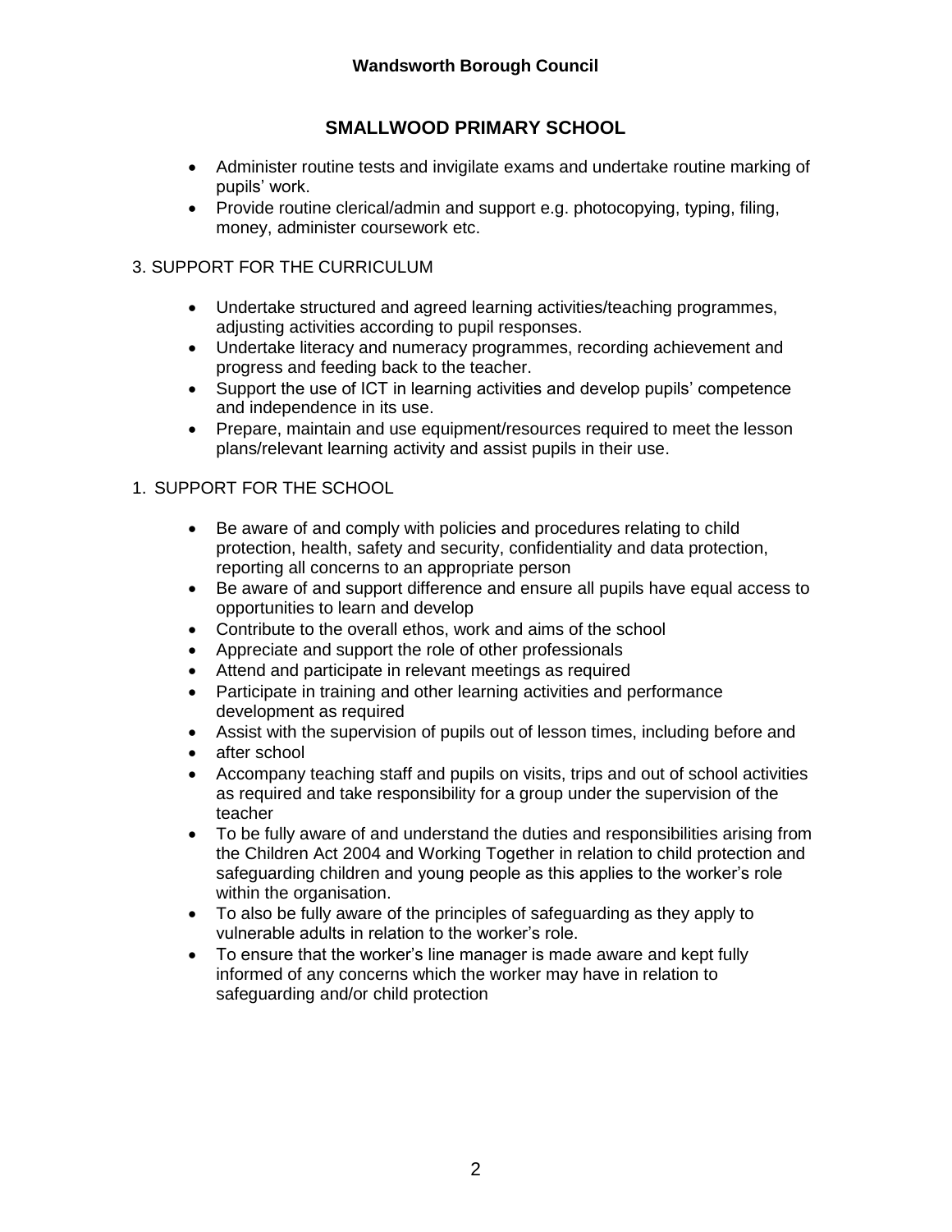**Wandsworth Borough Council**

## SMALLWOOD PRIMARY SCHOOL

- Administer routine tests and invigilate exams and undertake routine marking of pupils' work.
- Provide routine clerical/admin and support e.g. photocopying, typing, filing, money, administer coursework etc.

3. SUPPORT FOR THE CURRICULUM

- Undertake structured and agreed learning activities/teaching programmes, adjusting activities according to pupil responses.
- Undertake literacy and numeracy programmes, recording achievement and progress and feeding back to the teacher.
- Support the use of ICT in learning activities and develop pupils' competence and independence in its use.
- Prepare, maintain and use equipment/resources required to meet the lesson plans/relevant learning activity and assist pupils in their use.

1. SUPPORT FOR THE SCHOOL

- Be aware of and comply with policies and procedures relating to child protection, health, safety and security, confidentiality and data protection, reporting all concerns to an appropriate person
- Be aware of and support difference and ensure all pupils have equal access to opportunities to learn and develop
- Contribute to the overall ethos, work and aims of the school
- Appreciate and support the role of other professionals
- Attend and participate in relevant meetings as required
- Participate in training and other learning activities and performance development as required
- Assist with the supervision of pupils out of lesson times, including before and
- after school
- Accompany teaching staff and pupils on visits, trips and out of school activities as required and take responsibility for a group under the supervision of the teacher
- To be fully aware of and understand the duties and responsibilities arising from the Children Act 2004 and Working Together in relation to child protection and safeguarding children and young people as this applies to the worker's role within the organisation.
- To also be fully aware of the principles of safeguarding as they apply to vulnerable adults in relation to the worker's role.
- To ensure that the worker's line manager is made aware and kept fully informed of any concerns which the worker may have in relation to safeguarding and/or child protection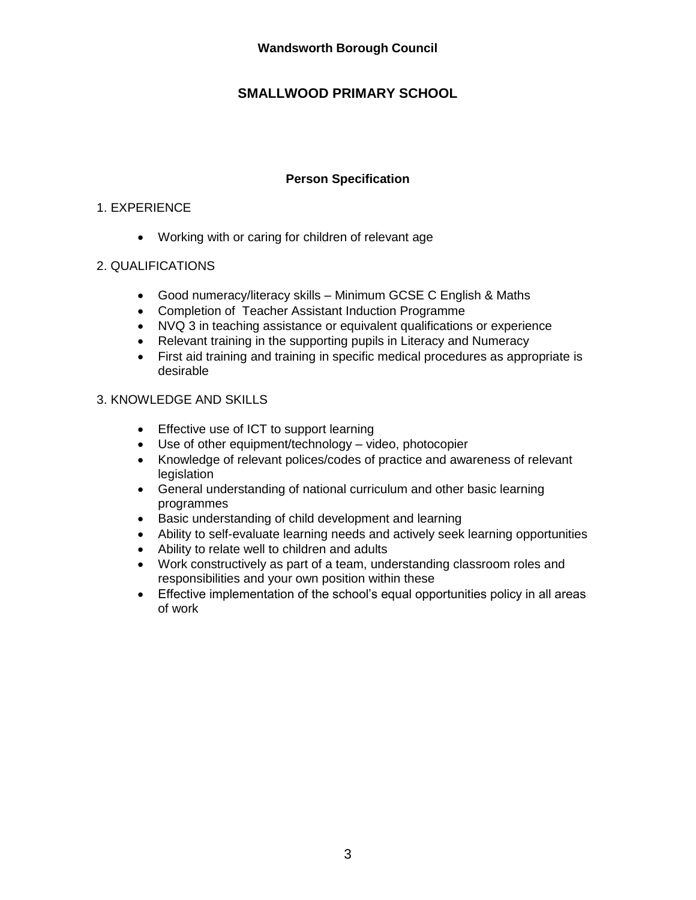**Wandsworth Borough Council**

## SMALLWOOD PRIMARY SCHOOL

### Person Specification

1. EXPERIENCE

- Working with or caring for children of relevant age

2. QUALIFICATIONS

- Good numeracy/literacy skills – Minimum GCSE C English & Maths
- Completion of Teacher Assistant Induction Programme
- NVQ 3 in teaching assistance or equivalent qualifications or experience
- Relevant training in the supporting pupils in Literacy and Numeracy
- First aid training and training in specific medical procedures as appropriate is desirable

3. KNOWLEDGE AND SKILLS

- Effective use of ICT to support learning
- Use of other equipment/technology – video, photocopier
- Knowledge of relevant polices/codes of practice and awareness of relevant legislation
- General understanding of national curriculum and other basic learning programmes
- Basic understanding of child development and learning
- Ability to self-evaluate learning needs and actively seek learning opportunities
- Ability to relate well to children and adults
- Work constructively as part of a team, understanding classroom roles and responsibilities and your own position within these
- Effective implementation of the school's equal opportunities policy in all areas of work